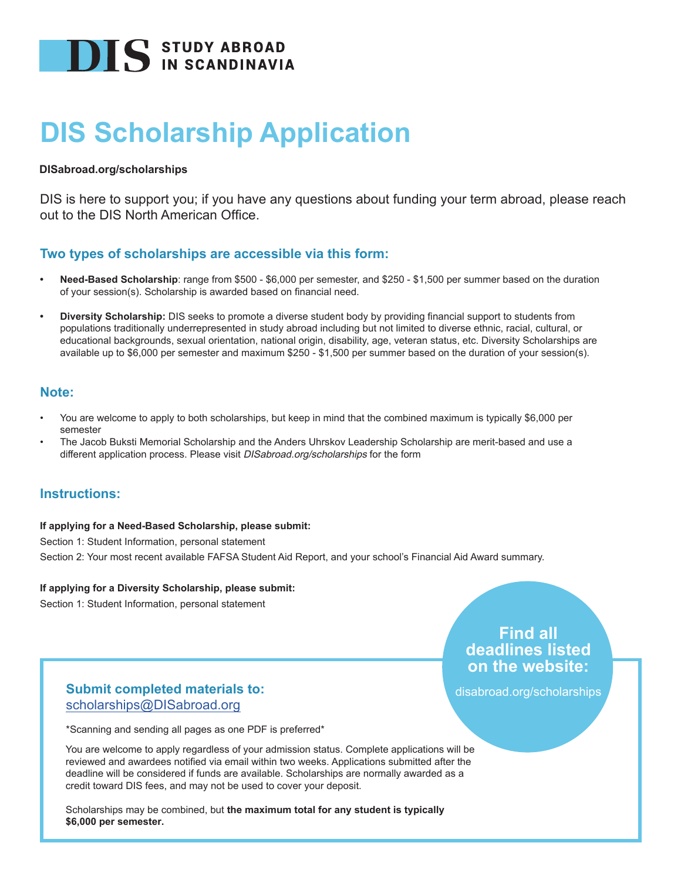DIS STUDY ABROAD IN SCANDINAVIA

# DIS Scholarship Application

**DISabroad.org/scholarships**

DIS is here to support you; if you have any questions about funding your term abroad, please reach out to the DIS North American Office.

## Two types of scholarships are accessible via this form:

- **Need-Based Scholarship**: range from $500 - $6,000 per semester, and $250 - $1,500 per summer based on the duration of your session(s). Scholarship is awarded based on financial need.
- **Diversity Scholarship:** DIS seeks to promote a diverse student body by providing financial support to students from populations traditionally underrepresented in study abroad including but not limited to diverse ethnic, racial, cultural, or educational backgrounds, sexual orientation, national origin, disability, age, veteran status, etc. Diversity Scholarships are available up to $6,000 per semester and maximum $250 - $1,500 per summer based on the duration of your session(s).

## Note:

- You are welcome to apply to both scholarships, but keep in mind that the combined maximum is typically $6,000 per semester
- The Jacob Buksti Memorial Scholarship and the Anders Uhrskov Leadership Scholarship are merit-based and use a different application process. Please visit *DISabroad.org/scholarships* for the form

## Instructions:

**If applying for a Need-Based Scholarship, please submit:**

Section 1: Student Information, personal statement

Section 2: Your most recent available FAFSA Student Aid Report, and your school's Financial Aid Award summary.

**If applying for a Diversity Scholarship, please submit:**

Section 1: Student Information, personal statement

**Find all deadlines listed on the website:**

disabroad.org/scholarships

### Submit completed materials to:

scholarships@DISabroad.org

*Scanning and sending all pages as one PDF is preferred*

You are welcome to apply regardless of your admission status. Complete applications will be reviewed and awardees notified via email within two weeks. Applications submitted after the deadline will be considered if funds are available. Scholarships are normally awarded as a credit toward DIS fees, and may not be used to cover your deposit.

Scholarships may be combined, but **the maximum total for any student is typically $6,000 per semester.**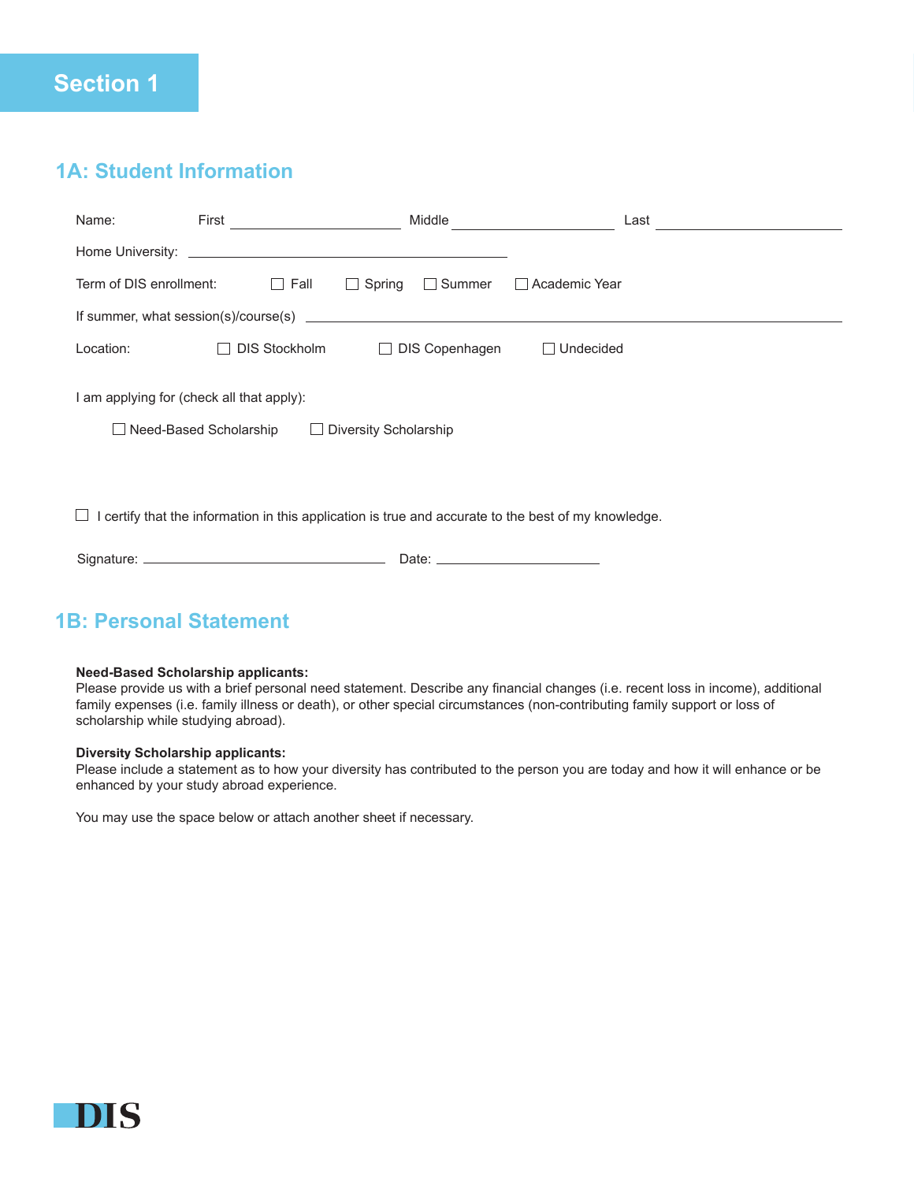# Section 1

## 1A: Student Information

Name: First ____________________ Middle ____________________ Last ____________________

Home University: ______________________________________

Term of DIS enrollment: ☐ Fall ☐ Spring ☐ Summer ☐ Academic Year

If summer, what session(s)/course(s) ______________________________________

Location: ☐ DIS Stockholm ☐ DIS Copenhagen ☐ Undecided

I am applying for (check all that apply):

☐ Need-Based Scholarship ☐ Diversity Scholarship

☐ I certify that the information in this application is true and accurate to the best of my knowledge.

Signature: ______________________________ Date: ____________________

## 1B: Personal Statement

**Need-Based Scholarship applicants:**
Please provide us with a brief personal need statement. Describe any financial changes (i.e. recent loss in income), additional family expenses (i.e. family illness or death), or other special circumstances (non-contributing family support or loss of scholarship while studying abroad).

**Diversity Scholarship applicants:**
Please include a statement as to how your diversity has contributed to the person you are today and how it will enhance or be enhanced by your study abroad experience.

You may use the space below or attach another sheet if necessary.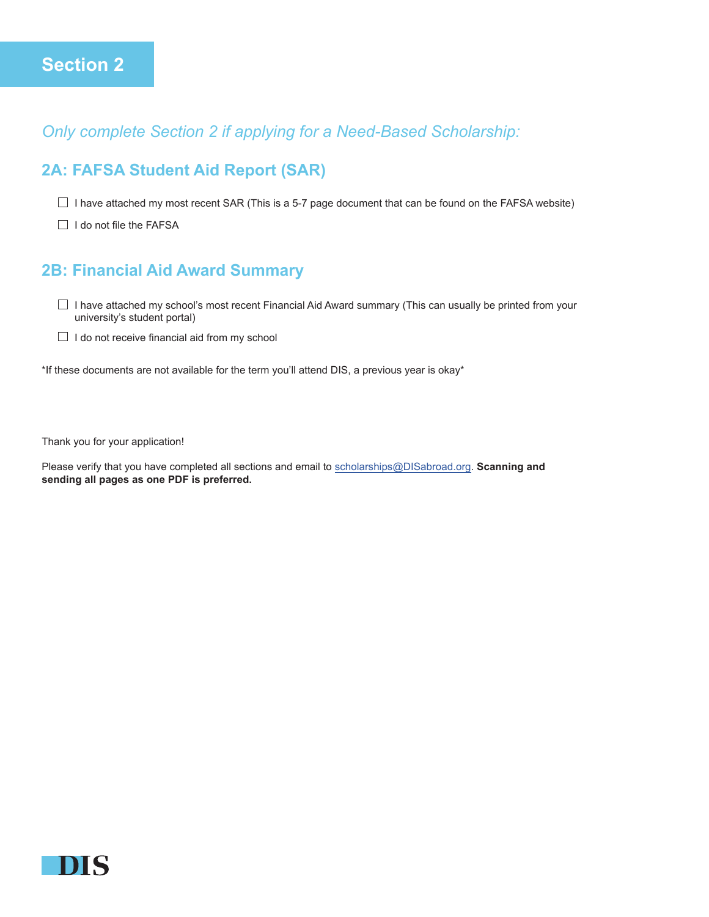# Section 2

*Only complete Section 2 if applying for a Need-Based Scholarship:*

## 2A: FAFSA Student Aid Report (SAR)

- ☐ I have attached my most recent SAR (This is a 5-7 page document that can be found on the FAFSA website)
- ☐ I do not file the FAFSA

## 2B: Financial Aid Award Summary

- ☐ I have attached my school's most recent Financial Aid Award summary (This can usually be printed from your university's student portal)
- ☐ I do not receive financial aid from my school

*If these documents are not available for the term you'll attend DIS, a previous year is okay*

Thank you for your application!

Please verify that you have completed all sections and email to scholarships@DISabroad.org. **Scanning and sending all pages as one PDF is preferred.**